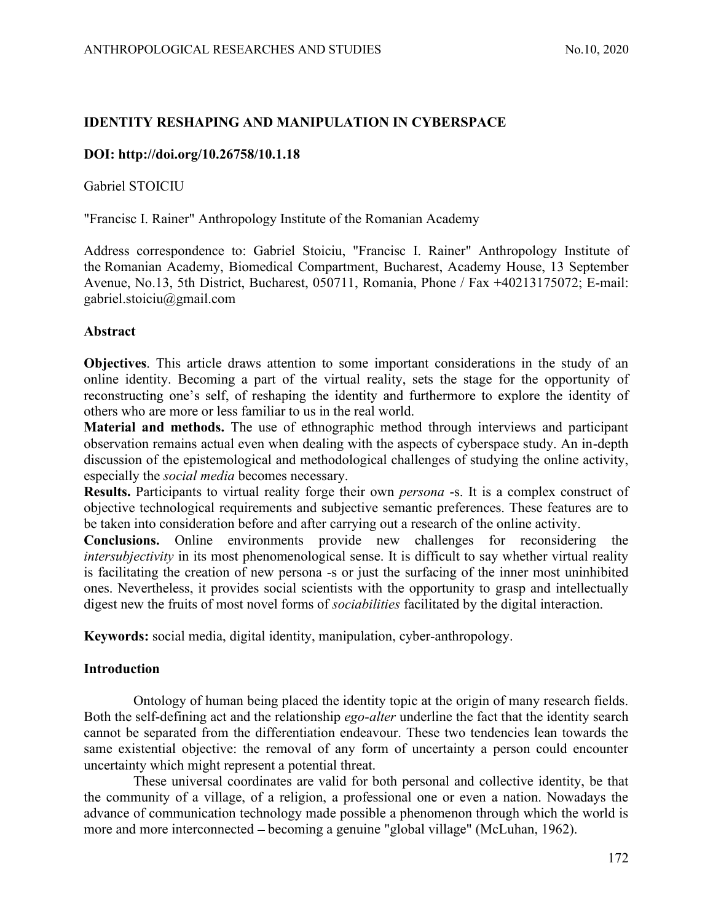# IDENTITY RESHAPING AND MANIPULATION IN CYBERSPACE

**DOI: http://doi.org/10.26758/10.1.18**

Gabriel STOICIU

"Francisc I. Rainer" Anthropology Institute of the Romanian Academy

Address correspondence to: Gabriel Stoiciu, "Francisc I. Rainer" Anthropology Institute of the Romanian Academy, Biomedical Compartment, Bucharest, Academy House, 13 September Avenue, No.13, 5th District, Bucharest, 050711, Romania, Phone / Fax +40213175072; E-mail: gabriel.stoiciu@gmail.com

## Abstract

**Objectives**. This article draws attention to some important considerations in the study of an online identity. Becoming a part of the virtual reality, sets the stage for the opportunity of reconstructing one's self, of reshaping the identity and furthermore to explore the identity of others who are more or less familiar to us in the real world.

**Material and methods.** The use of ethnographic method through interviews and participant observation remains actual even when dealing with the aspects of cyberspace study. An in-depth discussion of the epistemological and methodological challenges of studying the online activity, especially the *social media* becomes necessary.

**Results.** Participants to virtual reality forge their own *persona* -s. It is a complex construct of objective technological requirements and subjective semantic preferences. These features are to be taken into consideration before and after carrying out a research of the online activity.

**Conclusions.** Online environments provide new challenges for reconsidering the *intersubjectivity* in its most phenomenological sense. It is difficult to say whether virtual reality is facilitating the creation of new persona -s or just the surfacing of the inner most uninhibited ones. Nevertheless, it provides social scientists with the opportunity to grasp and intellectually digest new the fruits of most novel forms of *sociabilities* facilitated by the digital interaction.

**Keywords:** social media, digital identity, manipulation, cyber-anthropology.

## Introduction

Ontology of human being placed the identity topic at the origin of many research fields. Both the self-defining act and the relationship *ego-alter* underline the fact that the identity search cannot be separated from the differentiation endeavour. These two tendencies lean towards the same existential objective: the removal of any form of uncertainty a person could encounter uncertainty which might represent a potential threat.

These universal coordinates are valid for both personal and collective identity, be that the community of a village, of a religion, a professional one or even a nation. Nowadays the advance of communication technology made possible a phenomenon through which the world is more and more interconnected – becoming a genuine "global village" (McLuhan, 1962).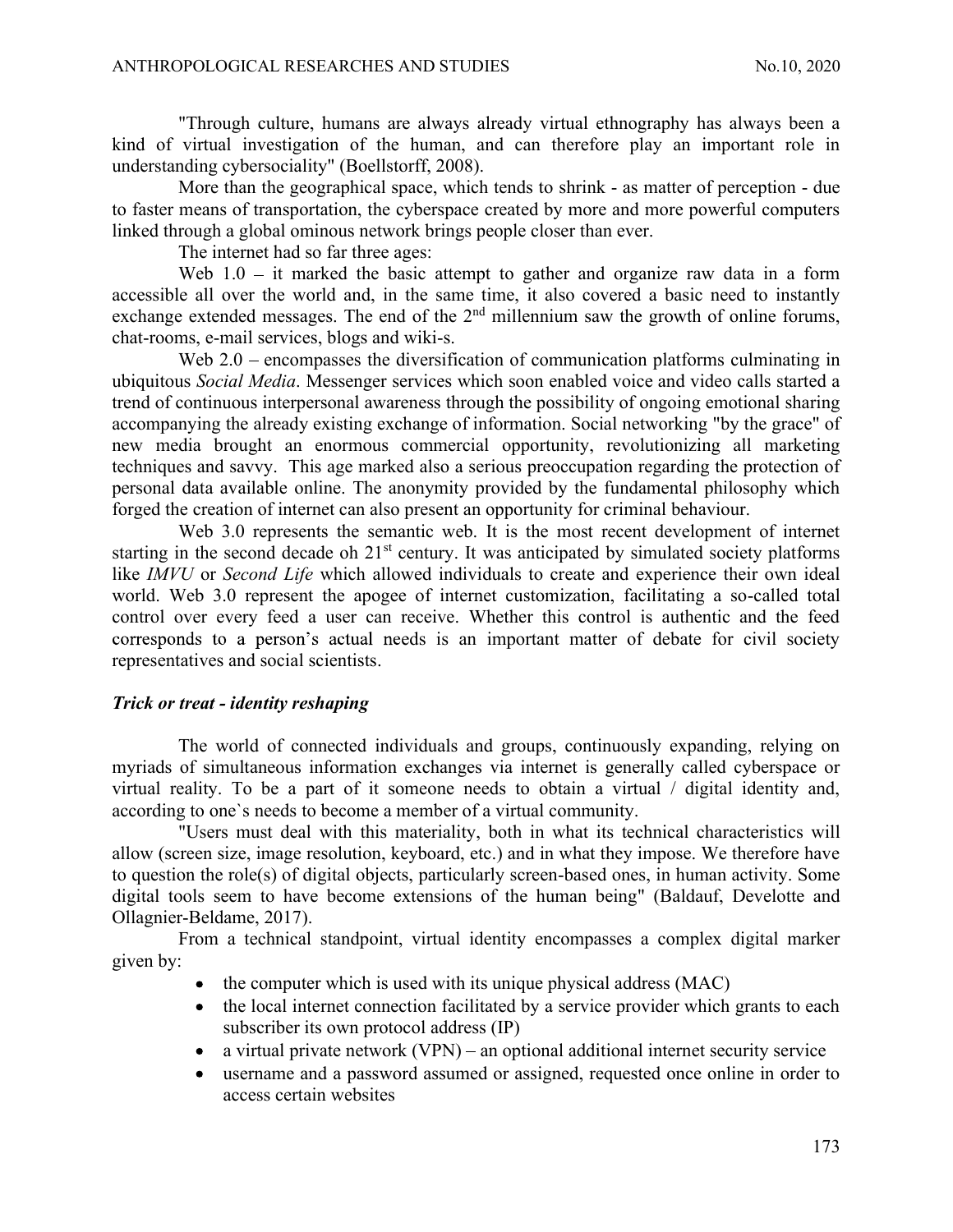"Through culture, humans are always already virtual ethnography has always been a kind of virtual investigation of the human, and can therefore play an important role in understanding cybersociality" (Boellstorff, 2008).

More than the geographical space, which tends to shrink - as matter of perception - due to faster means of transportation, the cyberspace created by more and more powerful computers linked through a global ominous network brings people closer than ever.

The internet had so far three ages:

Web 1.0 – it marked the basic attempt to gather and organize raw data in a form accessible all over the world and, in the same time, it also covered a basic need to instantly exchange extended messages. The end of the 2nd millennium saw the growth of online forums, chat-rooms, e-mail services, blogs and wiki-s.

Web 2.0 – encompasses the diversification of communication platforms culminating in ubiquitous *Social Media*. Messenger services which soon enabled voice and video calls started a trend of continuous interpersonal awareness through the possibility of ongoing emotional sharing accompanying the already existing exchange of information. Social networking "by the grace" of new media brought an enormous commercial opportunity, revolutionizing all marketing techniques and savvy. This age marked also a serious preoccupation regarding the protection of personal data available online. The anonymity provided by the fundamental philosophy which forged the creation of internet can also present an opportunity for criminal behaviour.

Web 3.0 represents the semantic web. It is the most recent development of internet starting in the second decade oh 21st century. It was anticipated by simulated society platforms like *IMVU* or *Second Life* which allowed individuals to create and experience their own ideal world. Web 3.0 represent the apogee of internet customization, facilitating a so-called total control over every feed a user can receive. Whether this control is authentic and the feed corresponds to a person's actual needs is an important matter of debate for civil society representatives and social scientists.

### *Trick or treat - identity reshaping*

The world of connected individuals and groups, continuously expanding, relying on myriads of simultaneous information exchanges via internet is generally called cyberspace or virtual reality. To be a part of it someone needs to obtain a virtual / digital identity and, according to one`s needs to become a member of a virtual community.

"Users must deal with this materiality, both in what its technical characteristics will allow (screen size, image resolution, keyboard, etc.) and in what they impose. We therefore have to question the role(s) of digital objects, particularly screen-based ones, in human activity. Some digital tools seem to have become extensions of the human being" (Baldauf, Develotte and Ollagnier-Beldame, 2017).

From a technical standpoint, virtual identity encompasses a complex digital marker given by:

- the computer which is used with its unique physical address (MAC)
- the local internet connection facilitated by a service provider which grants to each subscriber its own protocol address (IP)
- a virtual private network (VPN) – an optional additional internet security service
- username and a password assumed or assigned, requested once online in order to access certain websites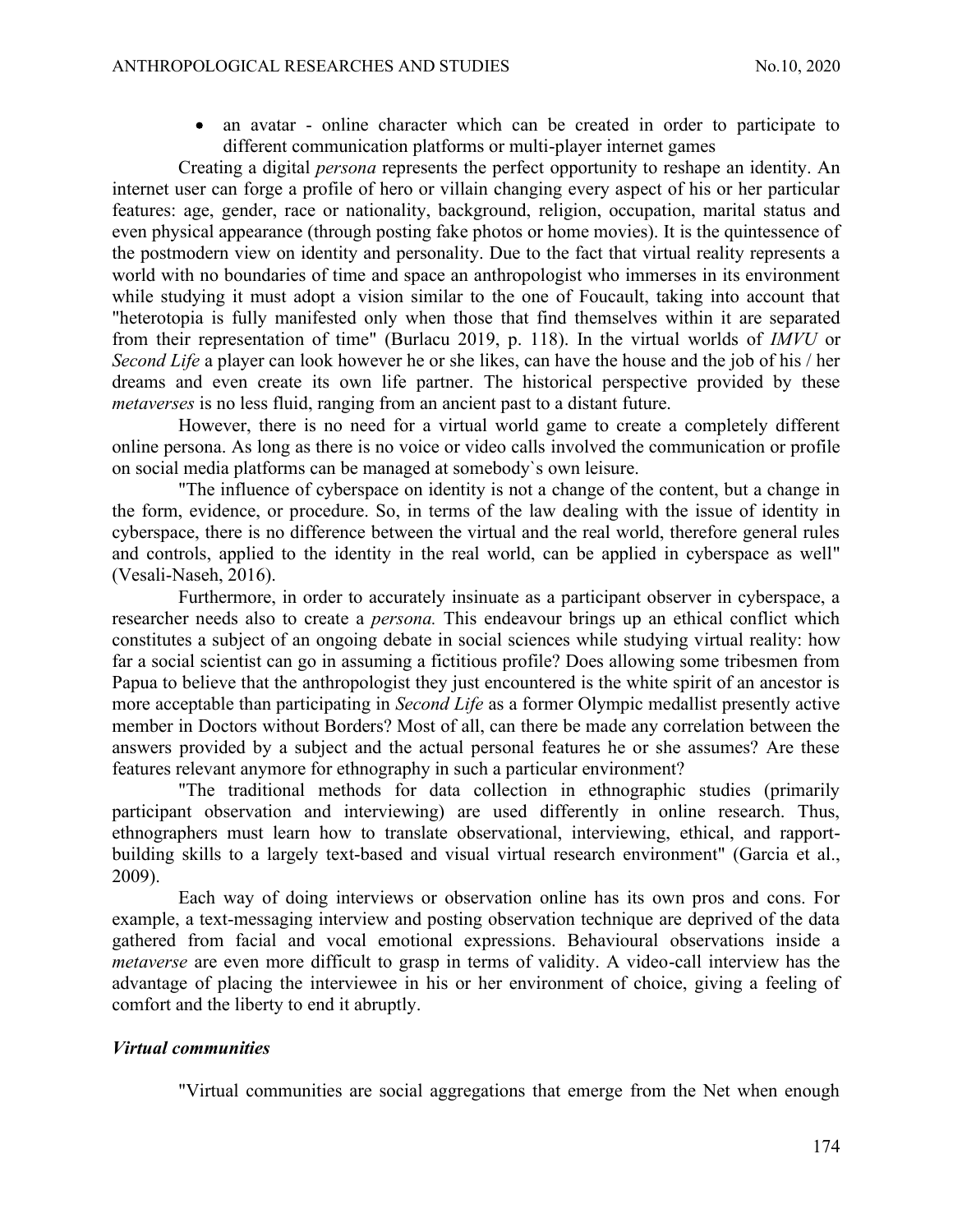- an avatar - online character which can be created in order to participate to different communication platforms or multi-player internet games

Creating a digital *persona* represents the perfect opportunity to reshape an identity. An internet user can forge a profile of hero or villain changing every aspect of his or her particular features: age, gender, race or nationality, background, religion, occupation, marital status and even physical appearance (through posting fake photos or home movies). It is the quintessence of the postmodern view on identity and personality. Due to the fact that virtual reality represents a world with no boundaries of time and space an anthropologist who immerses in its environment while studying it must adopt a vision similar to the one of Foucault, taking into account that "heterotopia is fully manifested only when those that find themselves within it are separated from their representation of time" (Burlacu 2019, p. 118). In the virtual worlds of *IMVU* or *Second Life* a player can look however he or she likes, can have the house and the job of his / her dreams and even create its own life partner. The historical perspective provided by these *metaverses* is no less fluid, ranging from an ancient past to a distant future.

However, there is no need for a virtual world game to create a completely different online persona. As long as there is no voice or video calls involved the communication or profile on social media platforms can be managed at somebody`s own leisure.

"The influence of cyberspace on identity is not a change of the content, but a change in the form, evidence, or procedure. So, in terms of the law dealing with the issue of identity in cyberspace, there is no difference between the virtual and the real world, therefore general rules and controls, applied to the identity in the real world, can be applied in cyberspace as well" (Vesali-Naseh, 2016).

Furthermore, in order to accurately insinuate as a participant observer in cyberspace, a researcher needs also to create a *persona.* This endeavour brings up an ethical conflict which constitutes a subject of an ongoing debate in social sciences while studying virtual reality: how far a social scientist can go in assuming a fictitious profile? Does allowing some tribesmen from Papua to believe that the anthropologist they just encountered is the white spirit of an ancestor is more acceptable than participating in *Second Life* as a former Olympic medallist presently active member in Doctors without Borders? Most of all, can there be made any correlation between the answers provided by a subject and the actual personal features he or she assumes? Are these features relevant anymore for ethnography in such a particular environment?

"The traditional methods for data collection in ethnographic studies (primarily participant observation and interviewing) are used differently in online research. Thus, ethnographers must learn how to translate observational, interviewing, ethical, and rapport-building skills to a largely text-based and visual virtual research environment" (Garcia et al., 2009).

Each way of doing interviews or observation online has its own pros and cons. For example, a text-messaging interview and posting observation technique are deprived of the data gathered from facial and vocal emotional expressions. Behavioural observations inside a *metaverse* are even more difficult to grasp in terms of validity. A video-call interview has the advantage of placing the interviewee in his or her environment of choice, giving a feeling of comfort and the liberty to end it abruptly.

### ***Virtual communities***

"Virtual communities are social aggregations that emerge from the Net when enough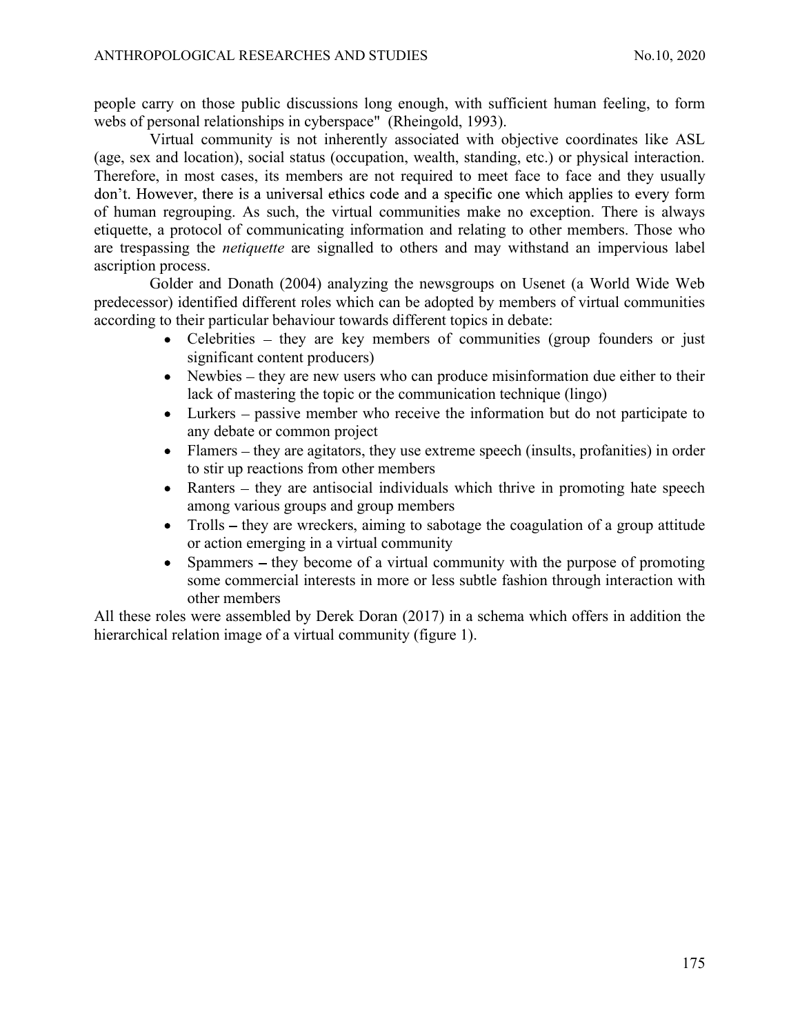people carry on those public discussions long enough, with sufficient human feeling, to form webs of personal relationships in cyberspace" (Rheingold, 1993).

Virtual community is not inherently associated with objective coordinates like ASL (age, sex and location), social status (occupation, wealth, standing, etc.) or physical interaction. Therefore, in most cases, its members are not required to meet face to face and they usually don't. However, there is a universal ethics code and a specific one which applies to every form of human regrouping. As such, the virtual communities make no exception. There is always etiquette, a protocol of communicating information and relating to other members. Those who are trespassing the *netiquette* are signalled to others and may withstand an impervious label ascription process.

Golder and Donath (2004) analyzing the newsgroups on Usenet (a World Wide Web predecessor) identified different roles which can be adopted by members of virtual communities according to their particular behaviour towards different topics in debate:

- Celebrities – they are key members of communities (group founders or just significant content producers)
- Newbies – they are new users who can produce misinformation due either to their lack of mastering the topic or the communication technique (lingo)
- Lurkers – passive member who receive the information but do not participate to any debate or common project
- Flamers – they are agitators, they use extreme speech (insults, profanities) in order to stir up reactions from other members
- Ranters – they are antisocial individuals which thrive in promoting hate speech among various groups and group members
- Trolls – they are wreckers, aiming to sabotage the coagulation of a group attitude or action emerging in a virtual community
- Spammers – they become of a virtual community with the purpose of promoting some commercial interests in more or less subtle fashion through interaction with other members

All these roles were assembled by Derek Doran (2017) in a schema which offers in addition the hierarchical relation image of a virtual community (figure 1).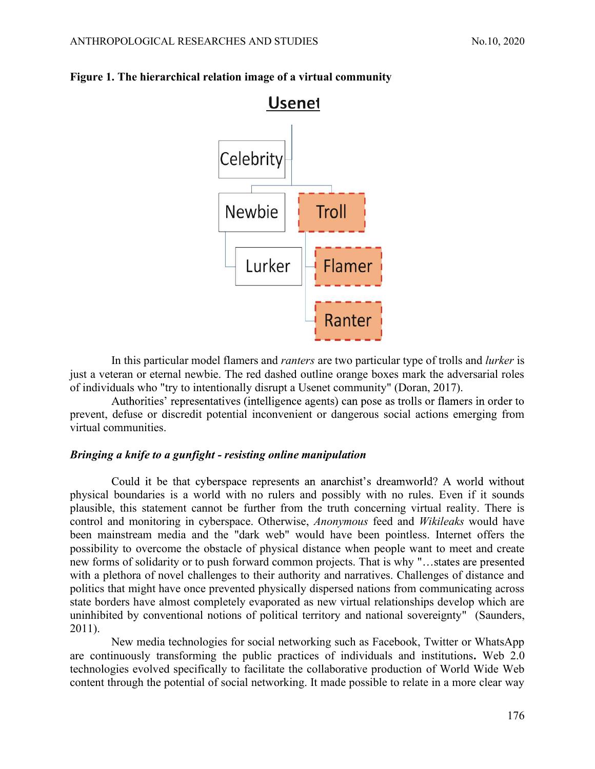**Figure 1. The hierarchical relation image of a virtual community**

Usenet

Celebrity

Newbie

Troll

Lurker

Flamer

Ranter

In this particular model flamers and *ranters* are two particular type of trolls and *lurker* is just a veteran or eternal newbie. The red dashed outline orange boxes mark the adversarial roles of individuals who "try to intentionally disrupt a Usenet community" (Doran, 2017).

Authorities' representatives (intelligence agents) can pose as trolls or flamers in order to prevent, defuse or discredit potential inconvenient or dangerous social actions emerging from virtual communities.

### *Bringing a knife to a gunfight - resisting online manipulation*

Could it be that cyberspace represents an anarchist's dreamworld? A world without physical boundaries is a world with no rulers and possibly with no rules. Even if it sounds plausible, this statement cannot be further from the truth concerning virtual reality. There is control and monitoring in cyberspace. Otherwise, *Anonymous* feed and *Wikileaks* would have been mainstream media and the "dark web" would have been pointless. Internet offers the possibility to overcome the obstacle of physical distance when people want to meet and create new forms of solidarity or to push forward common projects. That is why "…states are presented with a plethora of novel challenges to their authority and narratives. Challenges of distance and politics that might have once prevented physically dispersed nations from communicating across state borders have almost completely evaporated as new virtual relationships develop which are uninhibited by conventional notions of political territory and national sovereignty" (Saunders, 2011).

New media technologies for social networking such as Facebook, Twitter or WhatsApp are continuously transforming the public practices of individuals and institutions**.** Web 2.0 technologies evolved specifically to facilitate the collaborative production of World Wide Web content through the potential of social networking. It made possible to relate in a more clear way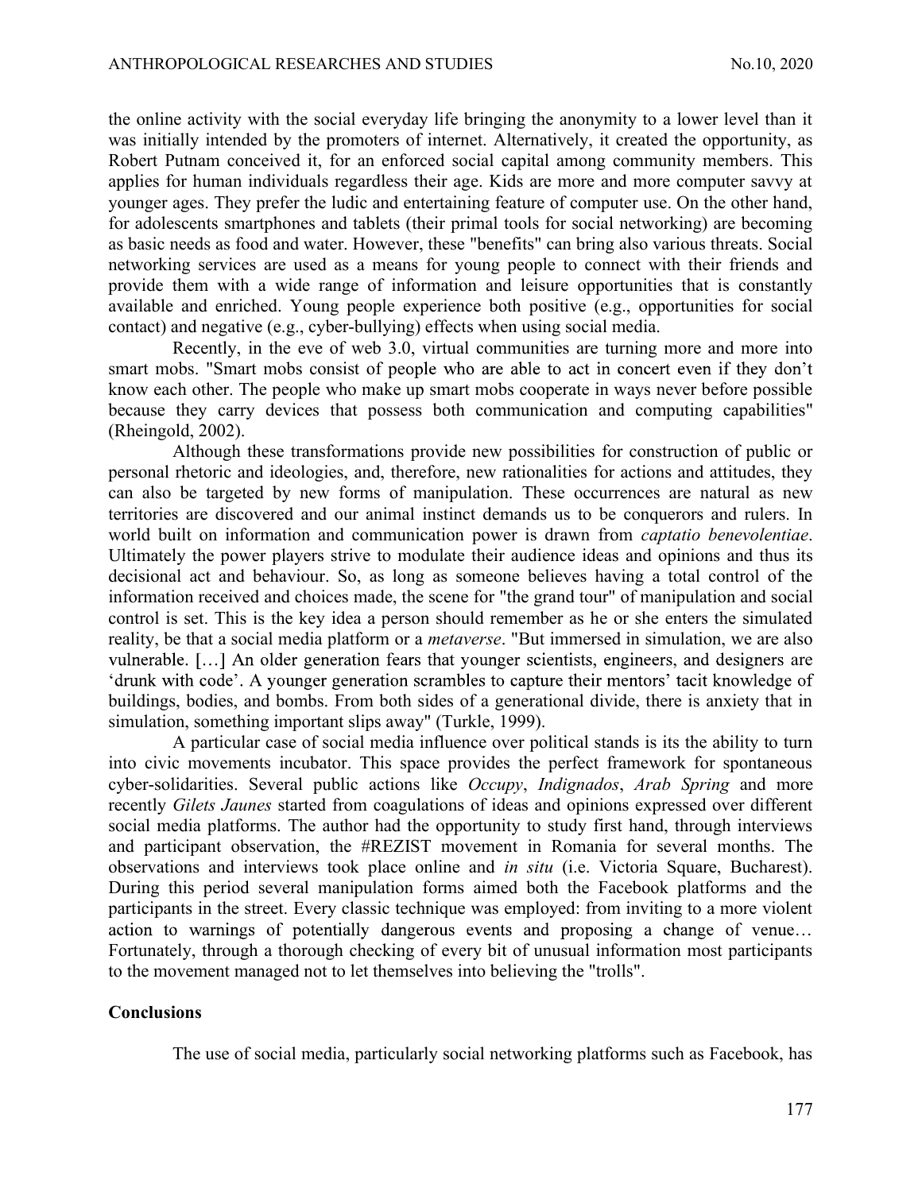the online activity with the social everyday life bringing the anonymity to a lower level than it was initially intended by the promoters of internet. Alternatively, it created the opportunity, as Robert Putnam conceived it, for an enforced social capital among community members. This applies for human individuals regardless their age. Kids are more and more computer savvy at younger ages. They prefer the ludic and entertaining feature of computer use. On the other hand, for adolescents smartphones and tablets (their primal tools for social networking) are becoming as basic needs as food and water. However, these "benefits" can bring also various threats. Social networking services are used as a means for young people to connect with their friends and provide them with a wide range of information and leisure opportunities that is constantly available and enriched. Young people experience both positive (e.g., opportunities for social contact) and negative (e.g., cyber-bullying) effects when using social media.

Recently, in the eve of web 3.0, virtual communities are turning more and more into smart mobs. "Smart mobs consist of people who are able to act in concert even if they don't know each other. The people who make up smart mobs cooperate in ways never before possible because they carry devices that possess both communication and computing capabilities" (Rheingold, 2002).

Although these transformations provide new possibilities for construction of public or personal rhetoric and ideologies, and, therefore, new rationalities for actions and attitudes, they can also be targeted by new forms of manipulation. These occurrences are natural as new territories are discovered and our animal instinct demands us to be conquerors and rulers. In world built on information and communication power is drawn from *captatio benevolentiae*. Ultimately the power players strive to modulate their audience ideas and opinions and thus its decisional act and behaviour. So, as long as someone believes having a total control of the information received and choices made, the scene for "the grand tour" of manipulation and social control is set. This is the key idea a person should remember as he or she enters the simulated reality, be that a social media platform or a *metaverse*. "But immersed in simulation, we are also vulnerable. […] An older generation fears that younger scientists, engineers, and designers are 'drunk with code'. A younger generation scrambles to capture their mentors' tacit knowledge of buildings, bodies, and bombs. From both sides of a generational divide, there is anxiety that in simulation, something important slips away" (Turkle, 1999).

A particular case of social media influence over political stands is its the ability to turn into civic movements incubator. This space provides the perfect framework for spontaneous cyber-solidarities. Several public actions like *Occupy*, *Indignados*, *Arab Spring* and more recently *Gilets Jaunes* started from coagulations of ideas and opinions expressed over different social media platforms. The author had the opportunity to study first hand, through interviews and participant observation, the #REZIST movement in Romania for several months. The observations and interviews took place online and *in situ* (i.e. Victoria Square, Bucharest). During this period several manipulation forms aimed both the Facebook platforms and the participants in the street. Every classic technique was employed: from inviting to a more violent action to warnings of potentially dangerous events and proposing a change of venue… Fortunately, through a thorough checking of every bit of unusual information most participants to the movement managed not to let themselves into believing the "trolls".

## Conclusions

The use of social media, particularly social networking platforms such as Facebook, has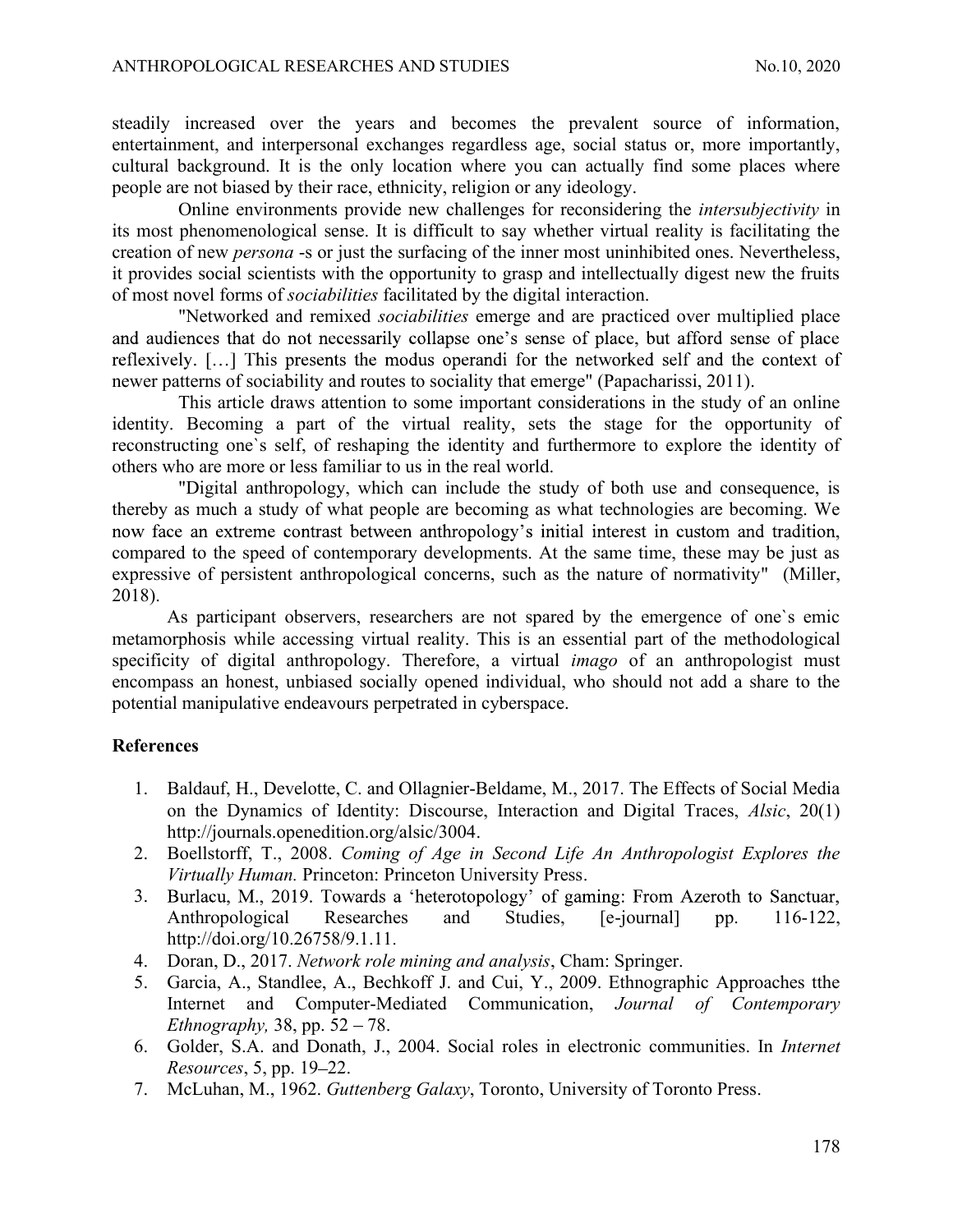steadily increased over the years and becomes the prevalent source of information, entertainment, and interpersonal exchanges regardless age, social status or, more importantly, cultural background. It is the only location where you can actually find some places where people are not biased by their race, ethnicity, religion or any ideology.

Online environments provide new challenges for reconsidering the *intersubjectivity* in its most phenomenological sense. It is difficult to say whether virtual reality is facilitating the creation of new *persona* -s or just the surfacing of the inner most uninhibited ones. Nevertheless, it provides social scientists with the opportunity to grasp and intellectually digest new the fruits of most novel forms of *sociabilities* facilitated by the digital interaction.

"Networked and remixed *sociabilities* emerge and are practiced over multiplied place and audiences that do not necessarily collapse one's sense of place, but afford sense of place reflexively. […] This presents the modus operandi for the networked self and the context of newer patterns of sociability and routes to sociality that emerge" (Papacharissi, 2011).

This article draws attention to some important considerations in the study of an online identity. Becoming a part of the virtual reality, sets the stage for the opportunity of reconstructing one`s self, of reshaping the identity and furthermore to explore the identity of others who are more or less familiar to us in the real world.

"Digital anthropology, which can include the study of both use and consequence, is thereby as much a study of what people are becoming as what technologies are becoming. We now face an extreme contrast between anthropology's initial interest in custom and tradition, compared to the speed of contemporary developments. At the same time, these may be just as expressive of persistent anthropological concerns, such as the nature of normativity" (Miller, 2018).

As participant observers, researchers are not spared by the emergence of one`s emic metamorphosis while accessing virtual reality. This is an essential part of the methodological specificity of digital anthropology. Therefore, a virtual *imago* of an anthropologist must encompass an honest, unbiased socially opened individual, who should not add a share to the potential manipulative endeavours perpetrated in cyberspace.

## References

1. Baldauf, H., Develotte, C. and Ollagnier-Beldame, M., 2017. The Effects of Social Media on the Dynamics of Identity: Discourse, Interaction and Digital Traces, *Alsic*, 20(1) http://journals.openedition.org/alsic/3004.
2. Boellstorff, T., 2008. *Coming of Age in Second Life An Anthropologist Explores the Virtually Human.* Princeton: Princeton University Press.
3. Burlacu, M., 2019. Towards a 'heterotopology' of gaming: From Azeroth to Sanctuar, Anthropological Researches and Studies, [e-journal] pp. 116-122, http://doi.org/10.26758/9.1.11.
4. Doran, D., 2017. *Network role mining and analysis*, Cham: Springer.
5. Garcia, A., Standlee, A., Bechkoff J. and Cui, Y., 2009. Ethnographic Approaches tthe Internet and Computer-Mediated Communication, *Journal of Contemporary Ethnography,* 38, pp. 52 – 78.
6. Golder, S.A. and Donath, J., 2004. Social roles in electronic communities. In *Internet Resources*, 5, pp. 19–22.
7. McLuhan, M., 1962. *Guttenberg Galaxy*, Toronto, University of Toronto Press.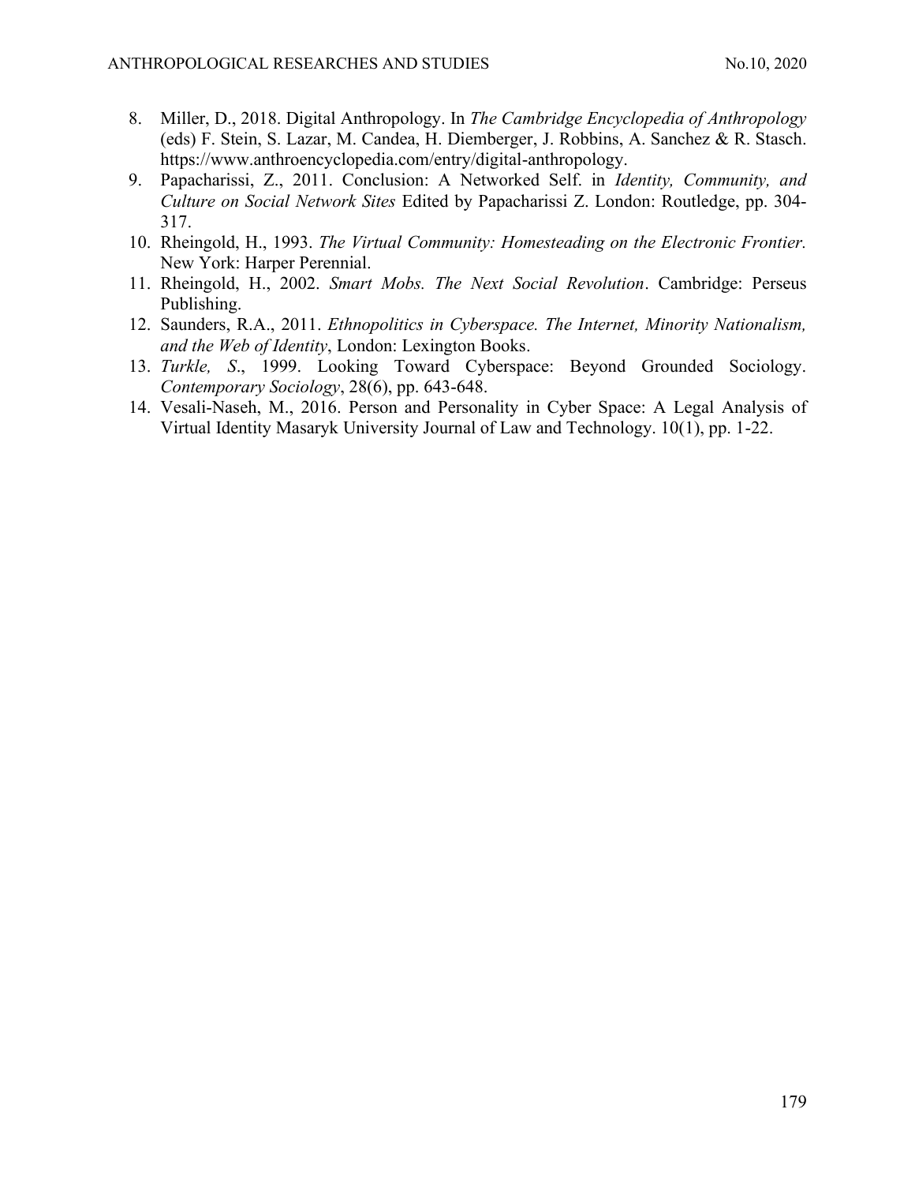8. Miller, D., 2018. Digital Anthropology. In *The Cambridge Encyclopedia of Anthropology* (eds) F. Stein, S. Lazar, M. Candea, H. Diemberger, J. Robbins, A. Sanchez & R. Stasch. https://www.anthroencyclopedia.com/entry/digital-anthropology.
9. Papacharissi, Z., 2011. Conclusion: A Networked Self. in *Identity, Community, and Culture on Social Network Sites* Edited by Papacharissi Z. London: Routledge, pp. 304-317.
10. Rheingold, H., 1993. *The Virtual Community: Homesteading on the Electronic Frontier.* New York: Harper Perennial.
11. Rheingold, H., 2002. *Smart Mobs. The Next Social Revolution*. Cambridge: Perseus Publishing.
12. Saunders, R.A., 2011. *Ethnopolitics in Cyberspace. The Internet, Minority Nationalism, and the Web of Identity*, London: Lexington Books.
13. *Turkle, S*., 1999. Looking Toward Cyberspace: Beyond Grounded Sociology. *Contemporary Sociology*, 28(6), pp. 643-648.
14. Vesali-Naseh, M., 2016. Person and Personality in Cyber Space: A Legal Analysis of Virtual Identity Masaryk University Journal of Law and Technology. 10(1), pp. 1-22.